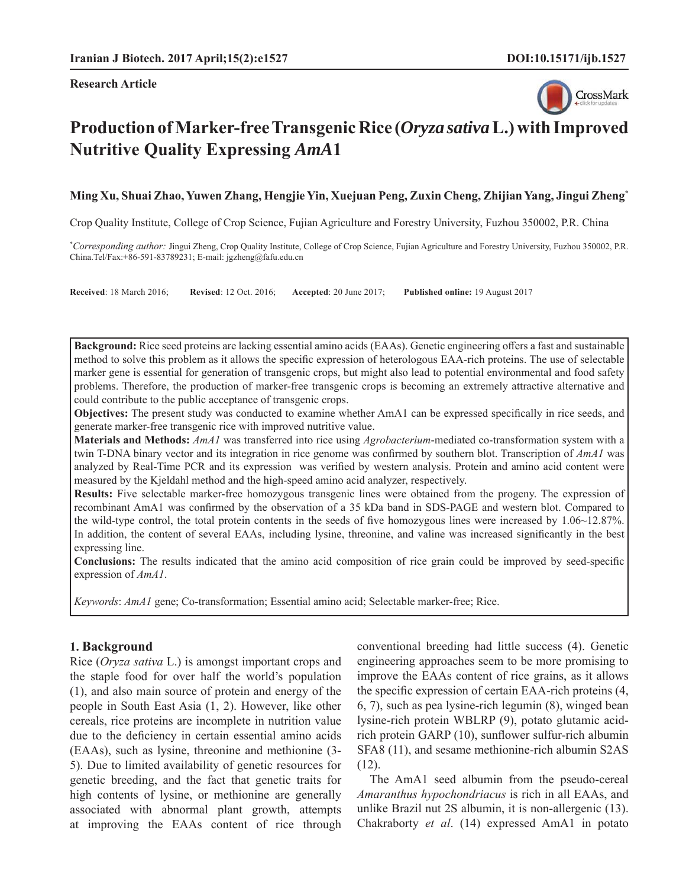**Research Article**

# Production of Marker-free Transgenic Rice (*Oryza sativa* L.) with Improved Nutritive Quality Expressing *AmA*1

**Ming Xu, Shuai Zhao, Yuwen Zhang, Hengjie Yin, Xuejuan Peng, Zuxin Cheng, Zhijian Yang, Jingui Zheng[*]**

Crop Quality Institute, College of Crop Science, Fujian Agriculture and Forestry University, Fuzhou 350002, P.R. China

[*]*Corresponding author:* Jingui Zheng, Crop Quality Institute, College of Crop Science, Fujian Agriculture and Forestry University, Fuzhou 350002, P.R. China.Tel/Fax:+86-591-83789231; E-mail: jgzheng@fafu.edu.cn

**Received**: 18 March 2016; **Revised**: 12 Oct. 2016; **Accepted**: 20 June 2017; **Published online:** 19 August 2017

**Background:** Rice seed proteins are lacking essential amino acids (EAAs). Genetic engineering offers a fast and sustainable method to solve this problem as it allows the specific expression of heterologous EAA-rich proteins. The use of selectable marker gene is essential for generation of transgenic crops, but might also lead to potential environmental and food safety problems. Therefore, the production of marker-free transgenic crops is becoming an extremely attractive alternative and could contribute to the public acceptance of transgenic crops.

**Objectives:** The present study was conducted to examine whether AmA1 can be expressed specifically in rice seeds, and generate marker-free transgenic rice with improved nutritive value.

**Materials and Methods:** *AmA1* was transferred into rice using *Agrobacterium*-mediated co-transformation system with a twin T-DNA binary vector and its integration in rice genome was confirmed by southern blot. Transcription of *AmA1* was analyzed by Real-Time PCR and its expression was verified by western analysis. Protein and amino acid content were measured by the Kjeldahl method and the high-speed amino acid analyzer, respectively.

**Results:** Five selectable marker-free homozygous transgenic lines were obtained from the progeny. The expression of recombinant AmA1 was confirmed by the observation of a 35 kDa band in SDS-PAGE and western blot. Compared to the wild-type control, the total protein contents in the seeds of five homozygous lines were increased by 1.06~12.87%. In addition, the content of several EAAs, including lysine, threonine, and valine was increased significantly in the best expressing line.

**Conclusions:** The results indicated that the amino acid composition of rice grain could be improved by seed-specific expression of *AmA1*.

*Keywords*: *AmA1* gene; Co-transformation; Essential amino acid; Selectable marker-free; Rice.

## 1. Background

Rice (*Oryza sativa* L.) is amongst important crops and the staple food for over half the world's population (1), and also main source of protein and energy of the people in South East Asia (1, 2). However, like other cereals, rice proteins are incomplete in nutrition value due to the deficiency in certain essential amino acids (EAAs), such as lysine, threonine and methionine (3-5). Due to limited availability of genetic resources for genetic breeding, and the fact that genetic traits for high contents of lysine, or methionine are generally associated with abnormal plant growth, attempts at improving the EAAs content of rice through conventional breeding had little success (4). Genetic engineering approaches seem to be more promising to improve the EAAs content of rice grains, as it allows the specific expression of certain EAA-rich proteins (4, 6, 7), such as pea lysine-rich legumin (8), winged bean lysine-rich protein WBLRP (9), potato glutamic acid-rich protein GARP (10), sunflower sulfur-rich albumin SFA8 (11), and sesame methionine-rich albumin S2AS (12).

The AmA1 seed albumin from the pseudo-cereal *Amaranthus hypochondriacus* is rich in all EAAs, and unlike Brazil nut 2S albumin, it is non-allergenic (13). Chakraborty *et al*. (14) expressed AmA1 in potato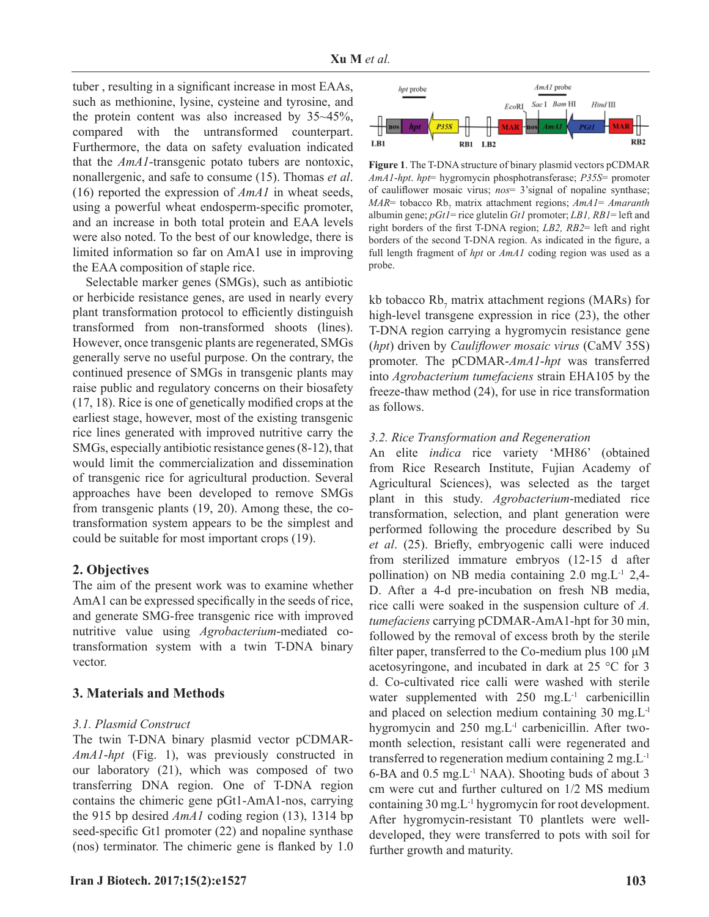tuber , resulting in a significant increase in most EAAs, such as methionine, lysine, cysteine and tyrosine, and the protein content was also increased by 35~45%, compared with the untransformed counterpart. Furthermore, the data on safety evaluation indicated that the *AmA1*-transgenic potato tubers are nontoxic, nonallergenic, and safe to consume (15). Thomas *et al*. (16) reported the expression of *AmA1* in wheat seeds, using a powerful wheat endosperm-specific promoter, and an increase in both total protein and EAA levels were also noted. To the best of our knowledge, there is limited information so far on AmA1 use in improving the EAA composition of staple rice.

Selectable marker genes (SMGs), such as antibiotic or herbicide resistance genes, are used in nearly every plant transformation protocol to efficiently distinguish transformed from non-transformed shoots (lines). However, once transgenic plants are regenerated, SMGs generally serve no useful purpose. On the contrary, the continued presence of SMGs in transgenic plants may raise public and regulatory concerns on their biosafety (17, 18). Rice is one of genetically modified crops at the earliest stage, however, most of the existing transgenic rice lines generated with improved nutritive carry the SMGs, especially antibiotic resistance genes (8-12), that would limit the commercialization and dissemination of transgenic rice for agricultural production. Several approaches have been developed to remove SMGs from transgenic plants (19, 20). Among these, the co-transformation system appears to be the simplest and could be suitable for most important crops (19).

## 2. Objectives

The aim of the present work was to examine whether AmA1 can be expressed specifically in the seeds of rice, and generate SMG-free transgenic rice with improved nutritive value using *Agrobacterium*-mediated co-transformation system with a twin T-DNA binary vector.

## 3. Materials and Methods

### 3.1. Plasmid Construct

The twin T-DNA binary plasmid vector pCDMAR-*AmA1-hpt* (Fig. 1), was previously constructed in our laboratory (21), which was composed of two transferring DNA region. One of T-DNA region contains the chimeric gene pGt1-AmA1-nos, carrying the 915 bp desired *AmA1* coding region (13), 1314 bp seed-specific Gt1 promoter (22) and nopaline synthase (nos) terminator. The chimeric gene is flanked by 1.0 kb tobacco $Rb_7$ matrix attachment regions (MARs) for high-level transgene expression in rice (23), the other T-DNA region carrying a hygromycin resistance gene (*hpt*) driven by *Cauliflower mosaic virus* (CaMV 35S) promoter. The pCDMAR-*AmA1-hpt* was transferred into *Agrobacterium tumefaciens* strain EHA105 by the freeze-thaw method (24), for use in rice transformation as follows.

**Figure 1**. The T-DNA structure of binary plasmid vectors pCDMAR *AmA1-hpt*. *hpt*= hygromycin phosphotransferase; *P35S*= promoter of cauliflower mosaic virus; *nos*= 3'signal of nopaline synthase; *MAR*= tobacco $Rb_7$ matrix attachment regions; *AmA1*= *Amaranth* albumin gene; *pGt1*= rice glutelin *Gt1* promoter; *LB1, RB1*= left and right borders of the first T-DNA region; *LB2, RB2*= left and right borders of the second T-DNA region. As indicated in the figure, a full length fragment of *hpt* or *AmA1* coding region was used as a probe.

### 3.2. Rice Transformation and Regeneration

An elite *indica* rice variety 'MH86' (obtained from Rice Research Institute, Fujian Academy of Agricultural Sciences), was selected as the target plant in this study. *Agrobacterium*-mediated rice transformation, selection, and plant generation were performed following the procedure described by Su *et al*. (25). Briefly, embryogenic calli were induced from sterilized immature embryos (12-15 d after pollination) on NB media containing 2.0 mg.L$^{-1}$ 2,4-D. After a 4-d pre-incubation on fresh NB media, rice calli were soaked in the suspension culture of *A. tumefaciens* carrying pCDMAR-AmA1-hpt for 30 min, followed by the removal of excess broth by the sterile filter paper, transferred to the Co-medium plus 100 µM acetosyringone, and incubated in dark at 25 °C for 3 d. Co-cultivated rice calli were washed with sterile water supplemented with 250 mg.L$^{-1}$ carbenicillin and placed on selection medium containing 30 mg.L$^{-1}$ hygromycin and 250 mg.L$^{-1}$ carbenicillin. After two-month selection, resistant calli were regenerated and transferred to regeneration medium containing 2 mg.L$^{-1}$ 6-BA and 0.5 mg.L$^{-1}$ NAA). Shooting buds of about 3 cm were cut and further cultured on 1/2 MS medium containing 30 mg.L$^{-1}$ hygromycin for root development. After hygromycin-resistant T0 plantlets were well-developed, they were transferred to pots with soil for further growth and maturity.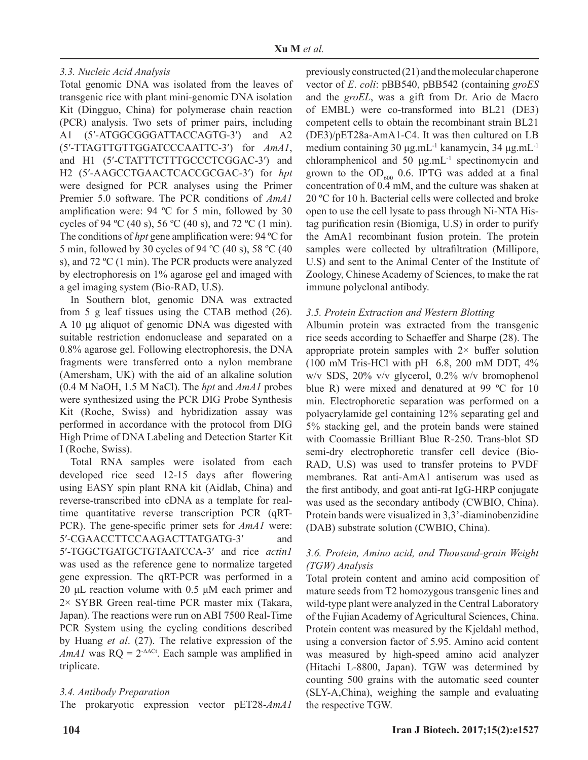### 3.3. Nucleic Acid Analysis

Total genomic DNA was isolated from the leaves of transgenic rice with plant mini-genomic DNA isolation Kit (Dingguo, China) for polymerase chain reaction (PCR) analysis. Two sets of primer pairs, including A1 (5′-ATGGCGGGATTACCAGTG-3′) and A2 (5′-TTAGTTGTTGGATCCCAATTC-3′) for *AmA1*, and H1 (5′-CTATTTCTTTGCCCTCGGAC-3′) and H2 (5′-AAGCCTGAACTCACCGCGAC-3′) for *hpt* were designed for PCR analyses using the Primer Premier 5.0 software. The PCR conditions of *AmA1* amplification were: 94 ºC for 5 min, followed by 30 cycles of 94 ºC (40 s), 56 ºC (40 s), and 72 ºC (1 min). The conditions of *hpt* gene amplification were: 94 ºC for 5 min, followed by 30 cycles of 94 ºC (40 s), 58 ºC (40 s), and 72 ºC (1 min). The PCR products were analyzed by electrophoresis on 1% agarose gel and imaged with a gel imaging system (Bio-RAD, U.S).

In Southern blot, genomic DNA was extracted from 5 g leaf tissues using the CTAB method (26). A 10 μg aliquot of genomic DNA was digested with suitable restriction endonuclease and separated on a 0.8% agarose gel. Following electrophoresis, the DNA fragments were transferred onto a nylon membrane (Amersham, UK) with the aid of an alkaline solution (0.4 M NaOH, 1.5 M NaCl). The *hpt* and *AmA1* probes were synthesized using the PCR DIG Probe Synthesis Kit (Roche, Swiss) and hybridization assay was performed in accordance with the protocol from DIG High Prime of DNA Labeling and Detection Starter Kit I (Roche, Swiss).

Total RNA samples were isolated from each developed rice seed 12-15 days after flowering using EASY spin plant RNA kit (Aidlab, China) and reverse-transcribed into cDNA as a template for real-time quantitative reverse transcription PCR (qRT-PCR). The gene-specific primer sets for *AmA1* were: 5′-CGAACCTTCCAAGACTTATGATG-3′ and 5′-TGGCTGATGCTGTAATCCA-3′ and rice *actin1* was used as the reference gene to normalize targeted gene expression. The qRT-PCR was performed in a 20 μL reaction volume with 0.5 μM each primer and 2× SYBR Green real-time PCR master mix (Takara, Japan). The reactions were run on ABI 7500 Real-Time PCR System using the cycling conditions described by Huang *et al*. (27). The relative expression of the *AmA1* was RQ = $2^{-\Delta\Delta Ct}$. Each sample was amplified in triplicate.

### 3.4. Antibody Preparation

The prokaryotic expression vector pET28-*AmA1* previously constructed (21) and the molecular chaperone vector of *E*. *coli*: pBB540, pBB542 (containing *groES* and the *groEL*, was a gift from Dr. Ario de Macro of EMBL) were co-transformed into BL21 (DE3) competent cells to obtain the recombinant strain BL21 (DE3)/pET28a-AmA1-C4. It was then cultured on LB medium containing 30 μg.mL$^{-1}$ kanamycin, 34 μg.mL$^{-1}$ chloramphenicol and 50 μg.mL$^{-1}$ spectinomycin and grown to the $OD_{600}$ 0.6. IPTG was added at a final concentration of 0.4 mM, and the culture was shaken at 20 ºC for 10 h. Bacterial cells were collected and broke open to use the cell lysate to pass through Ni-NTA His-tag purification resin (Biomiga, U.S) in order to purify the AmA1 recombinant fusion protein. The protein samples were collected by ultrafiltration (Millipore, U.S) and sent to the Animal Center of the Institute of Zoology, Chinese Academy of Sciences, to make the rat immune polyclonal antibody.

### 3.5. Protein Extraction and Western Blotting

Albumin protein was extracted from the transgenic rice seeds according to Schaeffer and Sharpe (28). The appropriate protein samples with 2× buffer solution (100 mM Tris-HCl with pH 6.8, 200 mM DDT, 4% w/v SDS, 20% v/v glycerol, 0.2% w/v bromophenol blue R) were mixed and denatured at 99 ºC for 10 min. Electrophoretic separation was performed on a polyacrylamide gel containing 12% separating gel and 5% stacking gel, and the protein bands were stained with Coomassie Brilliant Blue R-250. Trans-blot SD semi-dry electrophoretic transfer cell device (Bio-RAD, U.S) was used to transfer proteins to PVDF membranes. Rat anti-AmA1 antiserum was used as the first antibody, and goat anti-rat IgG-HRP conjugate was used as the secondary antibody (CWBIO, China). Protein bands were visualized in 3,3'-diaminobenzidine (DAB) substrate solution (CWBIO, China).

### 3.6. Protein, Amino acid, and Thousand-grain Weight (TGW) Analysis

Total protein content and amino acid composition of mature seeds from T2 homozygous transgenic lines and wild-type plant were analyzed in the Central Laboratory of the Fujian Academy of Agricultural Sciences, China. Protein content was measured by the Kjeldahl method, using a conversion factor of 5.95. Amino acid content was measured by high-speed amino acid analyzer (Hitachi L-8800, Japan). TGW was determined by counting 500 grains with the automatic seed counter (SLY-A,China), weighing the sample and evaluating the respective TGW.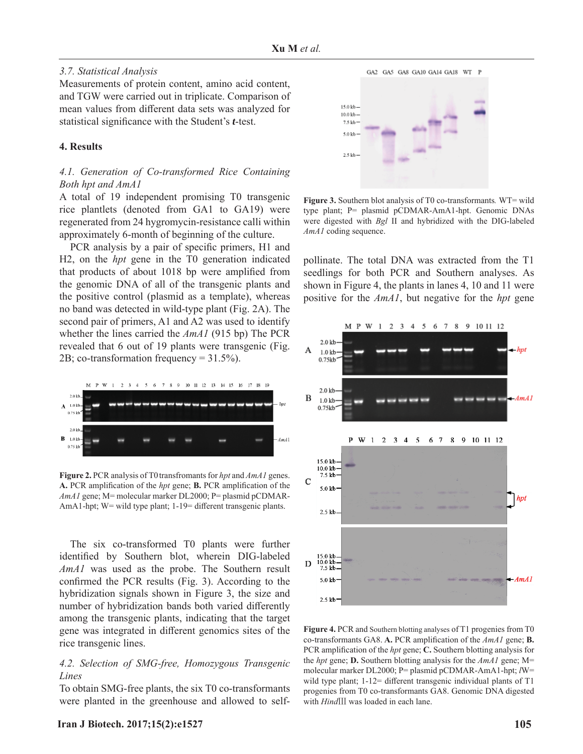### 3.7. Statistical Analysis

Measurements of protein content, amino acid content, and TGW were carried out in triplicate. Comparison of mean values from different data sets was analyzed for statistical significance with the Student's ***t***-test.

## 4. Results

### 4.1. Generation of Co-transformed Rice Containing Both hpt and AmA1

A total of 19 independent promising T0 transgenic rice plantlets (denoted from GA1 to GA19) were regenerated from 24 hygromycin-resistance calli within approximately 6-month of beginning of the culture.

PCR analysis by a pair of specific primers, H1 and H2, on the *hpt* gene in the T0 generation indicated that products of about 1018 bp were amplified from the genomic DNA of all of the transgenic plants and the positive control (plasmid as a template), whereas no band was detected in wild-type plant (Fig. 2A). The second pair of primers, A1 and A2 was used to identify whether the lines carried the *AmA1* (915 bp) The PCR revealed that 6 out of 19 plants were transgenic (Fig. 2B; co-transformation frequency = 31.5%).

**Figure 2.** PCR analysis of T0 transfromants for *hpt* and *AmA1* genes. **A.** PCR amplification of the *hpt* gene; **B.** PCR amplification of the *AmA1* gene; M= molecular marker DL2000; P= plasmid pCDMAR-AmA1-hpt; W= wild type plant; 1-19= different transgenic plants.

The six co-transformed T0 plants were further identified by Southern blot, wherein DIG-labeled *AmA1* was used as the probe. The Southern result confirmed the PCR results (Fig. 3). According to the hybridization signals shown in Figure 3, the size and number of hybridization bands both varied differently among the transgenic plants, indicating that the target gene was integrated in different genomics sites of the rice transgenic lines.

### 4.2. Selection of SMG-free, Homozygous Transgenic Lines

To obtain SMG-free plants, the six T0 co-transformants were planted in the greenhouse and allowed to self-pollinate. The total DNA was extracted from the T1 seedlings for both PCR and Southern analyses. As shown in Figure 4, the plants in lanes 4, 10 and 11 were positive for the *AmA1*, but negative for the *hpt* gene

**Figure 3.** Southern blot analysis of T0 co-transformants. WT= wild type plant; P= plasmid pCDMAR-AmA1-hpt. Genomic DNAs were digested with *Bgl* II and hybridized with the DIG-labeled *AmA1* coding sequence.

**Figure 4.** PCR and Southern blotting analyses of T1 progenies from T0 co-transformants GA8. **A.** PCR amplification of the *AmA1* gene; **B.** PCR amplification of the *hpt* gene; **C.** Southern blotting analysis for the *hpt* gene; **D.** Southern blotting analysis for the *AmA1* gene; M= molecular marker DL2000; P= plasmid pCDMAR-AmA1-hpt; lW= wild type plant; 1-12= different transgenic individual plants of T1 progenies from T0 co-transformants GA8. Genomic DNA digested with *Hind*III was loaded in each lane.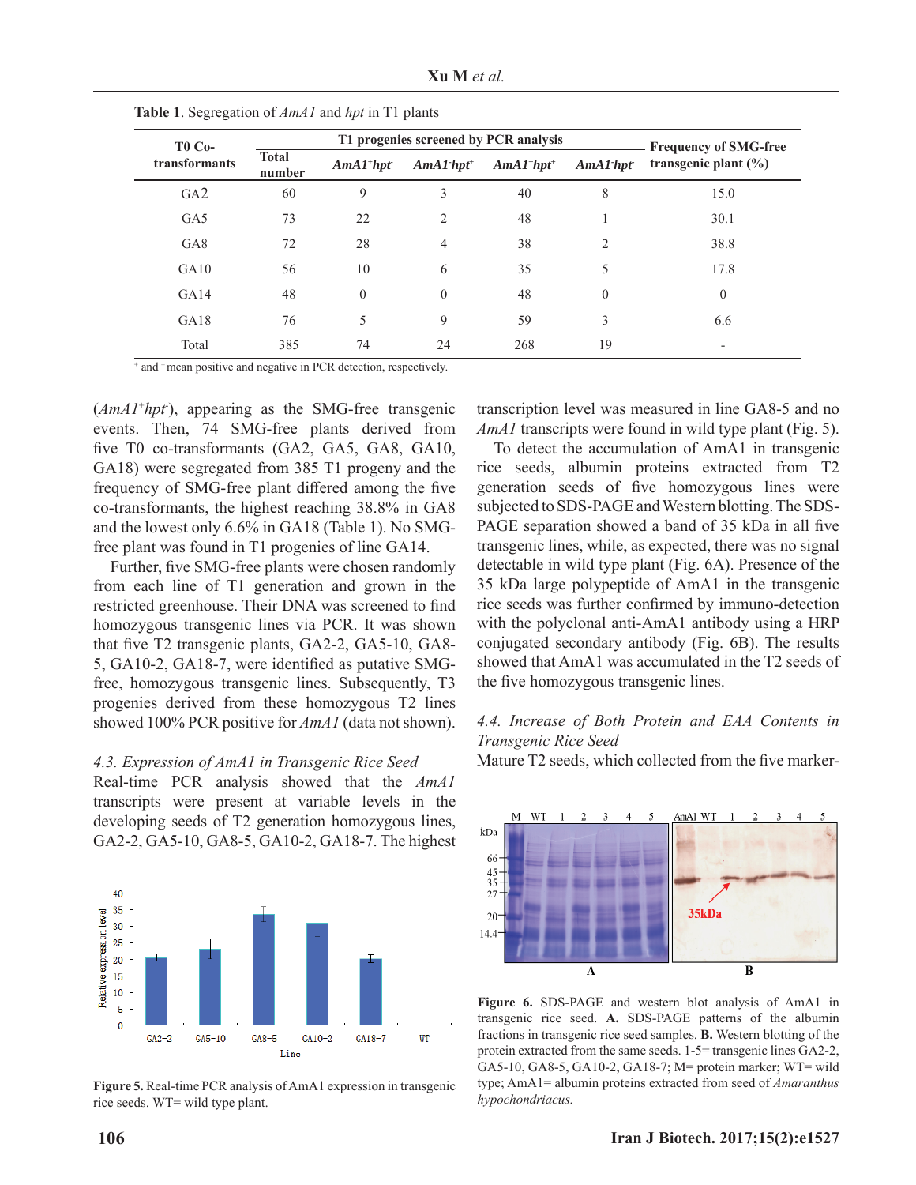**Table 1**. Segregation of *AmA1* and *hpt* in T1 plants

| T0 Co-transformants | T1 progenies screened by PCR analysis | | | | | Frequency of SMG-free transgenic plant (%) |
|---|---|---|---|---|---|---|
| | Total number | *AmA1*$^{+}$*hpt*$^{-}$ | *AmA1*$^{-}$*hpt*$^{+}$ | *AmA1*$^{+}$*hpt*$^{+}$ | *AmA1*$^{-}$*hpt*$^{-}$ | |
| GA2 | 60 | 9 | 3 | 40 | 8 | 15.0 |
| GA5 | 73 | 22 | 2 | 48 | 1 | 30.1 |
| GA8 | 72 | 28 | 4 | 38 | 2 | 38.8 |
| GA10 | 56 | 10 | 6 | 35 | 5 | 17.8 |
| GA14 | 48 | 0 | 0 | 48 | 0 | 0 |
| GA18 | 76 | 5 | 9 | 59 | 3 | 6.6 |
| Total | 385 | 74 | 24 | 268 | 19 | - |

$^{+}$ and $^{-}$ mean positive and negative in PCR detection, respectively.

(*AmA1*$^{+}$*hpt*$^{-}$), appearing as the SMG-free transgenic events. Then, 74 SMG-free plants derived from five T0 co-transformants (GA2, GA5, GA8, GA10, GA18) were segregated from 385 T1 progeny and the frequency of SMG-free plant differed among the five co-transformants, the highest reaching 38.8% in GA8 and the lowest only 6.6% in GA18 (Table 1). No SMG-free plant was found in T1 progenies of line GA14.

Further, five SMG-free plants were chosen randomly from each line of T1 generation and grown in the restricted greenhouse. Their DNA was screened to find homozygous transgenic lines via PCR. It was shown that five T2 transgenic plants, GA2-2, GA5-10, GA8-5, GA10-2, GA18-7, were identified as putative SMG-free, homozygous transgenic lines. Subsequently, T3 progenies derived from these homozygous T2 lines showed 100% PCR positive for *AmA1* (data not shown).

### 4.3. Expression of AmA1 in Transgenic Rice Seed

Real-time PCR analysis showed that the *AmA1* transcripts were present at variable levels in the developing seeds of T2 generation homozygous lines, GA2-2, GA5-10, GA8-5, GA10-2, GA18-7. The highest transcription level was measured in line GA8-5 and no *AmA1* transcripts were found in wild type plant (Fig. 5).

**Figure 5.** Real-time PCR analysis of AmA1 expression in transgenic rice seeds. WT= wild type plant.

To detect the accumulation of AmA1 in transgenic rice seeds, albumin proteins extracted from T2 generation seeds of five homozygous lines were subjected to SDS-PAGE and Western blotting. The SDS-PAGE separation showed a band of 35 kDa in all five transgenic lines, while, as expected, there was no signal detectable in wild type plant (Fig. 6A). Presence of the 35 kDa large polypeptide of AmA1 in the transgenic rice seeds was further confirmed by immuno-detection with the polyclonal anti-AmA1 antibody using a HRP conjugated secondary antibody (Fig. 6B). The results showed that AmA1 was accumulated in the T2 seeds of the five homozygous transgenic lines.

### 4.4. Increase of Both Protein and EAA Contents in Transgenic Rice Seed

Mature T2 seeds, which collected from the five marker-

**Figure 6.** SDS-PAGE and western blot analysis of AmA1 in transgenic rice seed. **A.** SDS-PAGE patterns of the albumin fractions in transgenic rice seed samples. **B.** Western blotting of the protein extracted from the same seeds. 1-5= transgenic lines GA2-2, GA5-10, GA8-5, GA10-2, GA18-7; M= protein marker; WT= wild type; AmA1= albumin proteins extracted from seed of *Amaranthus hypochondriacus*.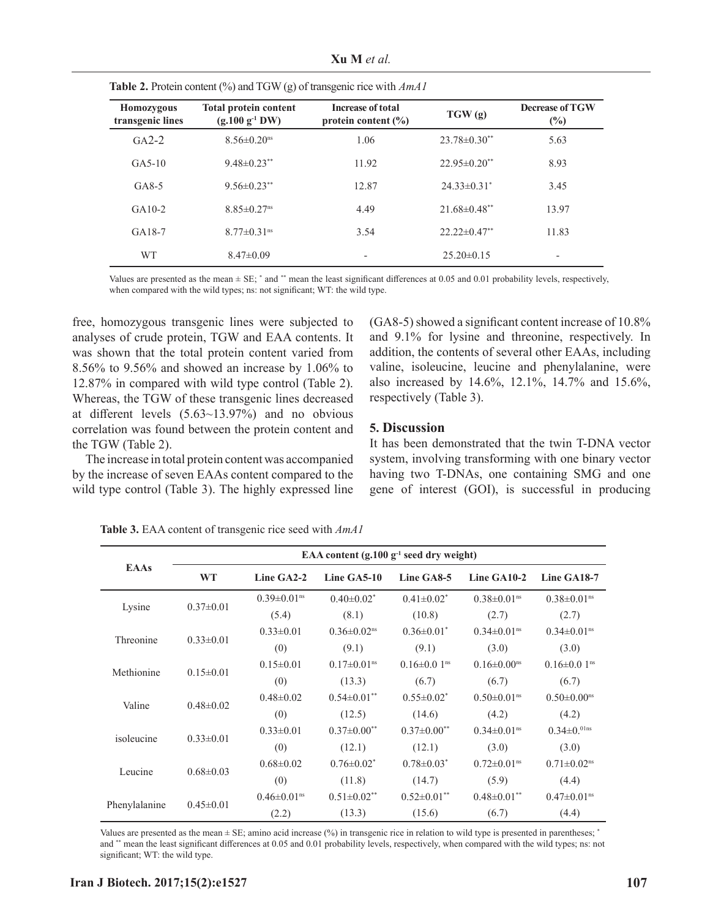**Table 2.** Protein content (%) and TGW (g) of transgenic rice with *AmA1*

| Homozygous transgenic lines | Total protein content (g.100 g$^{-1}$ DW) | Increase of total protein content (%) | TGW (g) | Decrease of TGW (%) |
|---|---|---|---|---|
| GA2-2 | 8.56±0.20$^{ns}$ | 1.06 | 23.78±0.30$^{**}$ | 5.63 |
| GA5-10 | 9.48±0.23$^{**}$ | 11.92 | 22.95±0.20$^{**}$ | 8.93 |
| GA8-5 | 9.56±0.23$^{**}$ | 12.87 | 24.33±0.31$^{*}$ | 3.45 |
| GA10-2 | 8.85±0.27$^{ns}$ | 4.49 | 21.68±0.48$^{**}$ | 13.97 |
| GA18-7 | 8.77±0.31$^{ns}$ | 3.54 | 22.22±0.47$^{**}$ | 11.83 |
| WT | 8.47±0.09 | - | 25.20±0.15 | - |

Values are presented as the mean ± SE; $^{*}$ and $^{**}$ mean the least significant differences at 0.05 and 0.01 probability levels, respectively, when compared with the wild types; ns: not significant; WT: the wild type.

free, homozygous transgenic lines were subjected to analyses of crude protein, TGW and EAA contents. It was shown that the total protein content varied from 8.56% to 9.56% and showed an increase by 1.06% to 12.87% in compared with wild type control (Table 2). Whereas, the TGW of these transgenic lines decreased at different levels (5.63~13.97%) and no obvious correlation was found between the protein content and the TGW (Table 2).

The increase in total protein content was accompanied by the increase of seven EAAs content compared to the wild type control (Table 3). The highly expressed line (GA8-5) showed a significant content increase of 10.8% and 9.1% for lysine and threonine, respectively. In addition, the contents of several other EAAs, including valine, isoleucine, leucine and phenylalanine, were also increased by 14.6%, 12.1%, 14.7% and 15.6%, respectively (Table 3).

## 5. Discussion

It has been demonstrated that the twin T-DNA vector system, involving transforming with one binary vector having two T-DNAs, one containing SMG and one gene of interest (GOI), is successful in producing

**Table 3.** EAA content of transgenic rice seed with *AmA1*

| EAAs | EAA content (g.100 g$^{-1}$ seed dry weight) | | | | | |
|---|---|---|---|---|---|---|
| | WT | Line GA2-2 | Line GA5-10 | Line GA8-5 | Line GA10-2 | Line GA18-7 |
| Lysine | 0.37±0.01 | 0.39±0.01$^{ns}$ (5.4) | 0.40±0.02$^{*}$ (8.1) | 0.41±0.02$^{*}$ (10.8) | 0.38±0.01$^{ns}$ (2.7) | 0.38±0.01$^{ns}$ (2.7) |
| Threonine | 0.33±0.01 | 0.33±0.01 (0) | 0.36±0.02$^{ns}$ (9.1) | 0.36±0.01$^{*}$ (9.1) | 0.34±0.01$^{ns}$ (3.0) | 0.34±0.01$^{ns}$ (3.0) |
| Methionine | 0.15±0.01 | 0.15±0.01 (0) | 0.17±0.01$^{ns}$ (13.3) | 0.16±0.0 1$^{ns}$ (6.7) | 0.16±0.00$^{ns}$ (6.7) | 0.16±0.0 1$^{ns}$ (6.7) |
| Valine | 0.48±0.02 | 0.48±0.02 (0) | 0.54±0.01$^{**}$ (12.5) | 0.55±0.02$^{*}$ (14.6) | 0.50±0.01$^{ns}$ (4.2) | 0.50±0.00$^{ns}$ (4.2) |
| isoleucine | 0.33±0.01 | 0.33±0.01 (0) | 0.37±0.00$^{**}$ (12.1) | 0.37±0.00$^{**}$ (12.1) | 0.34±0.01$^{ns}$ (3.0) | 0.34±0.$^{01ns}$ (3.0) |
| Leucine | 0.68±0.03 | 0.68±0.02 (0) | 0.76±0.02$^{*}$ (11.8) | 0.78±0.03$^{*}$ (14.7) | 0.72±0.01$^{ns}$ (5.9) | 0.71±0.02$^{ns}$ (4.4) |
| Phenylalanine | 0.45±0.01 | 0.46±0.01$^{ns}$ (2.2) | 0.51±0.02$^{**}$ (13.3) | 0.52±0.01$^{**}$ (15.6) | 0.48±0.01$^{**}$ (6.7) | 0.47±0.01$^{ns}$ (4.4) |

Values are presented as the mean ± SE; amino acid increase (%) in transgenic rice in relation to wild type is presented in parentheses; $^{*}$ and $^{**}$ mean the least significant differences at 0.05 and 0.01 probability levels, respectively, when compared with the wild types; ns: not significant; WT: the wild type.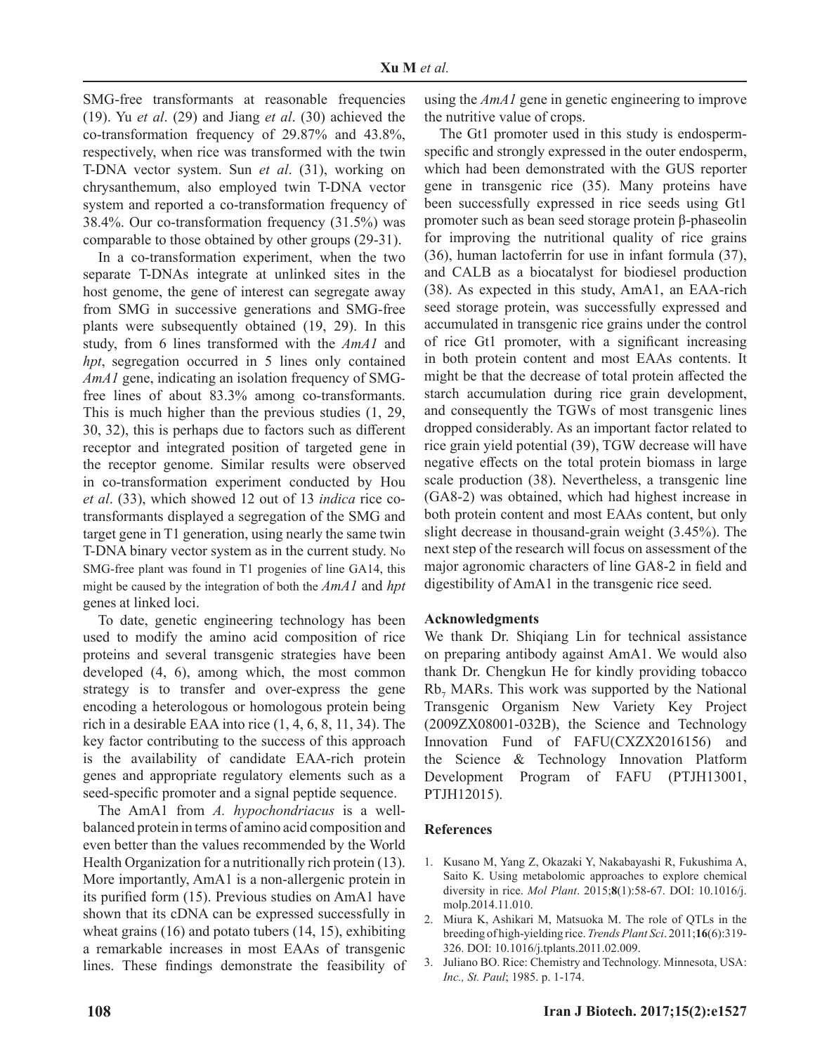SMG-free transformants at reasonable frequencies (19). Yu *et al*. (29) and Jiang *et al*. (30) achieved the co-transformation frequency of 29.87% and 43.8%, respectively, when rice was transformed with the twin T-DNA vector system. Sun *et al*. (31), working on chrysanthemum, also employed twin T-DNA vector system and reported a co-transformation frequency of 38.4%. Our co-transformation frequency (31.5%) was comparable to those obtained by other groups (29-31).

In a co-transformation experiment, when the two separate T-DNAs integrate at unlinked sites in the host genome, the gene of interest can segregate away from SMG in successive generations and SMG-free plants were subsequently obtained (19, 29). In this study, from 6 lines transformed with the *AmA1* and *hpt*, segregation occurred in 5 lines only contained *AmA1* gene, indicating an isolation frequency of SMG-free lines of about 83.3% among co-transformants. This is much higher than the previous studies (1, 29, 30, 32), this is perhaps due to factors such as different receptor and integrated position of targeted gene in the receptor genome. Similar results were observed in co-transformation experiment conducted by Hou *et al*. (33), which showed 12 out of 13 *indica* rice co-transformants displayed a segregation of the SMG and target gene in T1 generation, using nearly the same twin T-DNA binary vector system as in the current study. No SMG-free plant was found in T1 progenies of line GA14, this might be caused by the integration of both the *AmA1* and *hpt* genes at linked loci.

To date, genetic engineering technology has been used to modify the amino acid composition of rice proteins and several transgenic strategies have been developed (4, 6), among which, the most common strategy is to transfer and over-express the gene encoding a heterologous or homologous protein being rich in a desirable EAA into rice (1, 4, 6, 8, 11, 34). The key factor contributing to the success of this approach is the availability of candidate EAA-rich protein genes and appropriate regulatory elements such as a seed-specific promoter and a signal peptide sequence.

The AmA1 from *A. hypochondriacus* is a well-balanced protein in terms of amino acid composition and even better than the values recommended by the World Health Organization for a nutritionally rich protein (13). More importantly, AmA1 is a non-allergenic protein in its purified form (15). Previous studies on AmA1 have shown that its cDNA can be expressed successfully in wheat grains (16) and potato tubers (14, 15), exhibiting a remarkable increases in most EAAs of transgenic lines. These findings demonstrate the feasibility of using the *AmA1* gene in genetic engineering to improve the nutritive value of crops.

The Gt1 promoter used in this study is endosperm-specific and strongly expressed in the outer endosperm, which had been demonstrated with the GUS reporter gene in transgenic rice (35). Many proteins have been successfully expressed in rice seeds using Gt1 promoter such as bean seed storage protein β-phaseolin for improving the nutritional quality of rice grains (36), human lactoferrin for use in infant formula (37), and CALB as a biocatalyst for biodiesel production (38). As expected in this study, AmA1, an EAA-rich seed storage protein, was successfully expressed and accumulated in transgenic rice grains under the control of rice Gt1 promoter, with a significant increasing in both protein content and most EAAs contents. It might be that the decrease of total protein affected the starch accumulation during rice grain development, and consequently the TGWs of most transgenic lines dropped considerably. As an important factor related to rice grain yield potential (39), TGW decrease will have negative effects on the total protein biomass in large scale production (38). Nevertheless, a transgenic line (GA8-2) was obtained, which had highest increase in both protein content and most EAAs content, but only slight decrease in thousand-grain weight (3.45%). The next step of the research will focus on assessment of the major agronomic characters of line GA8-2 in field and digestibility of AmA1 in the transgenic rice seed.

## Acknowledgments

We thank Dr. Shiqiang Lin for technical assistance on preparing antibody against AmA1. We would also thank Dr. Chengkun He for kindly providing tobacco $Rb_7$ MARs. This work was supported by the National Transgenic Organism New Variety Key Project (2009ZX08001-032B), the Science and Technology Innovation Fund of FAFU(CXZX2016156) and the Science & Technology Innovation Platform Development Program of FAFU (PTJH13001, PTJH12015).

## References

1. Kusano M, Yang Z, Okazaki Y, Nakabayashi R, Fukushima A, Saito K. Using metabolomic approaches to explore chemical diversity in rice. *Mol Plant*. 2015;**8**(1):58-67. DOI: 10.1016/j.molp.2014.11.010.
2. Miura K, Ashikari M, Matsuoka M. The role of QTLs in the breeding of high-yielding rice. *Trends Plant Sci*. 2011;**16**(6):319-326. DOI: 10.1016/j.tplants.2011.02.009.
3. Juliano BO. Rice: Chemistry and Technology. Minnesota, USA: *Inc., St. Paul*; 1985. p. 1-174.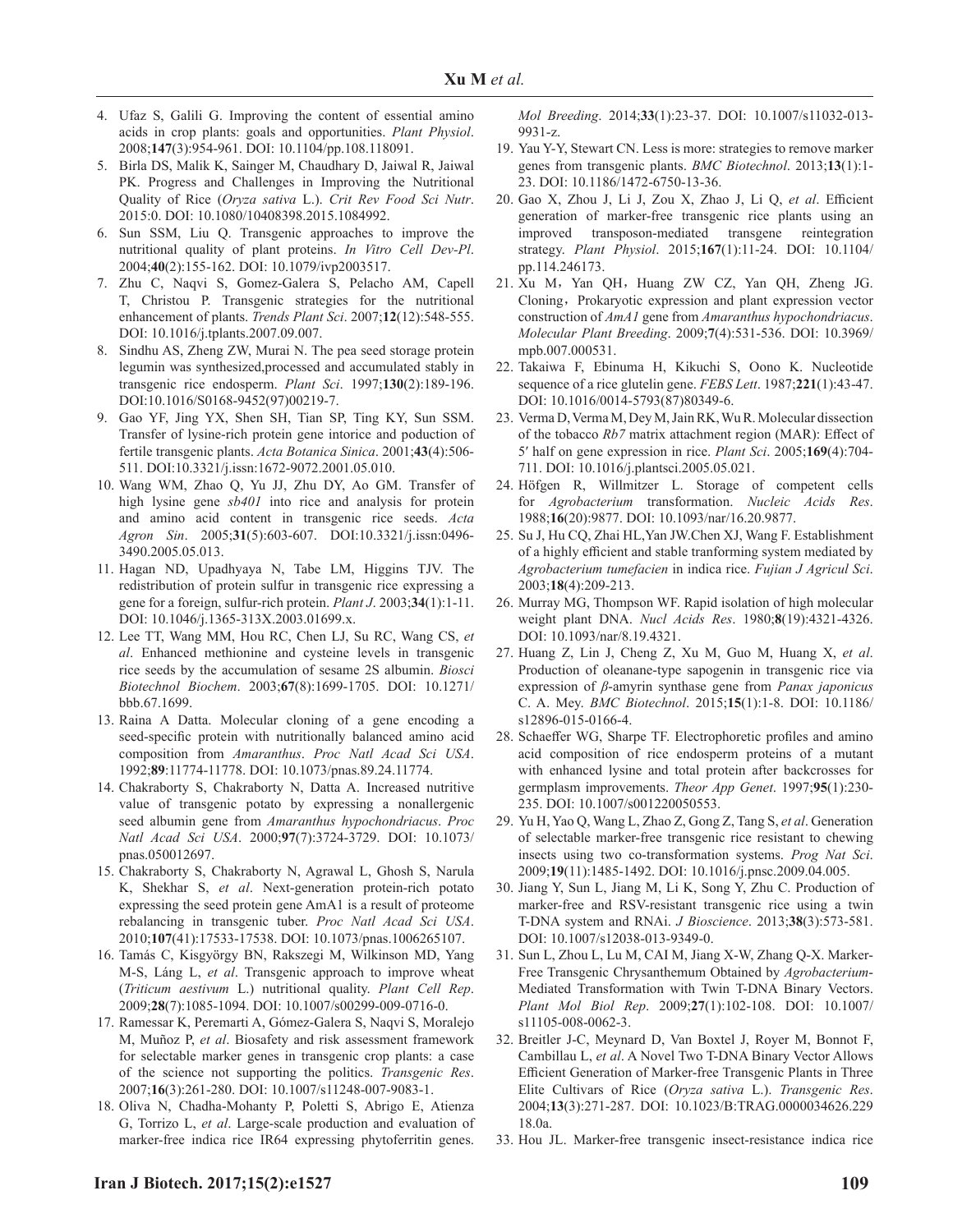4. Ufaz S, Galili G. Improving the content of essential amino acids in crop plants: goals and opportunities. *Plant Physiol*. 2008;**147**(3):954-961. DOI: 10.1104/pp.108.118091.
5. Birla DS, Malik K, Sainger M, Chaudhary D, Jaiwal R, Jaiwal PK. Progress and Challenges in Improving the Nutritional Quality of Rice (*Oryza sativa* L.). *Crit Rev Food Sci Nutr*. 2015:0. DOI: 10.1080/10408398.2015.1084992.
6. Sun SSM, Liu Q. Transgenic approaches to improve the nutritional quality of plant proteins. *In Vitro Cell Dev-Pl*. 2004;**40**(2):155-162. DOI: 10.1079/ivp2003517.
7. Zhu C, Naqvi S, Gomez-Galera S, Pelacho AM, Capell T, Christou P. Transgenic strategies for the nutritional enhancement of plants. *Trends Plant Sci*. 2007;**12**(12):548-555. DOI: 10.1016/j.tplants.2007.09.007.
8. Sindhu AS, Zheng ZW, Murai N. The pea seed storage protein legumin was synthesized,processed and accumulated stably in transgenic rice endosperm. *Plant Sci*. 1997;**130**(2):189-196. DOI:10.1016/S0168-9452(97)00219-7.
9. Gao YF, Jing YX, Shen SH, Tian SP, Ting KY, Sun SSM. Transfer of lysine-rich protein gene intorice and poduction of fertile transgenic plants. *Acta Botanica Sinica*. 2001;**43**(4):506-511. DOI:10.3321/j.issn:1672-9072.2001.05.010.
10. Wang WM, Zhao Q, Yu JJ, Zhu DY, Ao GM. Transfer of high lysine gene *sb401* into rice and analysis for protein and amino acid content in transgenic rice seeds. *Acta Agron Sin*. 2005;**31**(5):603-607. DOI:10.3321/j.issn:0496-3490.2005.05.013.
11. Hagan ND, Upadhyaya N, Tabe LM, Higgins TJV. The redistribution of protein sulfur in transgenic rice expressing a gene for a foreign, sulfur-rich protein. *Plant J*. 2003;**34**(1):1-11. DOI: 10.1046/j.1365-313X.2003.01699.x.
12. Lee TT, Wang MM, Hou RC, Chen LJ, Su RC, Wang CS, *et al*. Enhanced methionine and cysteine levels in transgenic rice seeds by the accumulation of sesame 2S albumin. *Biosci Biotechnol Biochem*. 2003;**67**(8):1699-1705. DOI: 10.1271/bbb.67.1699.
13. Raina A Datta. Molecular cloning of a gene encoding a seed-specific protein with nutritionally balanced amino acid composition from *Amaranthus*. *Proc Natl Acad Sci USA*. 1992;**89**:11774-11778. DOI: 10.1073/pnas.89.24.11774.
14. Chakraborty S, Chakraborty N, Datta A. Increased nutritive value of transgenic potato by expressing a nonallergenic seed albumin gene from *Amaranthus hypochondriacus*. *Proc Natl Acad Sci USA*. 2000;**97**(7):3724-3729. DOI: 10.1073/pnas.050012697.
15. Chakraborty S, Chakraborty N, Agrawal L, Ghosh S, Narula K, Shekhar S, *et al*. Next-generation protein-rich potato expressing the seed protein gene AmA1 is a result of proteome rebalancing in transgenic tuber. *Proc Natl Acad Sci USA*. 2010;**107**(41):17533-17538. DOI: 10.1073/pnas.1006265107.
16. Tamás C, Kisgyörgy BN, Rakszegi M, Wilkinson MD, Yang M-S, Láng L, *et al*. Transgenic approach to improve wheat (*Triticum aestivum* L.) nutritional quality. *Plant Cell Rep*. 2009;**28**(7):1085-1094. DOI: 10.1007/s00299-009-0716-0.
17. Ramessar K, Peremarti A, Gómez-Galera S, Naqvi S, Moralejo M, Muñoz P, *et al*. Biosafety and risk assessment framework for selectable marker genes in transgenic crop plants: a case of the science not supporting the politics. *Transgenic Res*. 2007;**16**(3):261-280. DOI: 10.1007/s11248-007-9083-1.
18. Oliva N, Chadha-Mohanty P, Poletti S, Abrigo E, Atienza G, Torrizo L, *et al*. Large-scale production and evaluation of marker-free indica rice IR64 expressing phytoferritin genes. *Mol Breeding*. 2014;**33**(1):23-37. DOI: 10.1007/s11032-013-9931-z.
19. Yau Y-Y, Stewart CN. Less is more: strategies to remove marker genes from transgenic plants. *BMC Biotechnol*. 2013;**13**(1):1-23. DOI: 10.1186/1472-6750-13-36.
20. Gao X, Zhou J, Li J, Zou X, Zhao J, Li Q, *et al*. Efficient generation of marker-free transgenic rice plants using an improved transposon-mediated transgene reintegration strategy. *Plant Physiol*. 2015;**167**(1):11-24. DOI: 10.1104/pp.114.246173.
21. Xu M，Yan QH，Huang ZW CZ, Yan QH, Zheng JG. Cloning，Prokaryotic expression and plant expression vector construction of *AmA1* gene from *Amaranthus hypochondriacus*. *Molecular Plant Breeding*. 2009;**7**(4):531-536. DOI: 10.3969/mpb.007.000531.
22. Takaiwa F, Ebinuma H, Kikuchi S, Oono K. Nucleotide sequence of a rice glutelin gene. *FEBS Lett*. 1987;**221**(1):43-47. DOI: 10.1016/0014-5793(87)80349-6.
23. Verma D, Verma M, Dey M, Jain RK, Wu R. Molecular dissection of the tobacco *Rb7* matrix attachment region (MAR): Effect of 5′ half on gene expression in rice. *Plant Sci*. 2005;**169**(4):704-711. DOI: 10.1016/j.plantsci.2005.05.021.
24. Höfgen R, Willmitzer L. Storage of competent cells for *Agrobacterium* transformation. *Nucleic Acids Res*. 1988;**16**(20):9877. DOI: 10.1093/nar/16.20.9877.
25. Su J, Hu CQ, Zhai HL,Yan JW.Chen XJ, Wang F. Establishment of a highly efficient and stable tranforming system mediated by *Agrobacterium tumefacien* in indica rice. *Fujian J Agricul Sci*. 2003;**18**(4):209-213.
26. Murray MG, Thompson WF. Rapid isolation of high molecular weight plant DNA. *Nucl Acids Res*. 1980;**8**(19):4321-4326. DOI: 10.1093/nar/8.19.4321.
27. Huang Z, Lin J, Cheng Z, Xu M, Guo M, Huang X, *et al*. Production of oleanane-type sapogenin in transgenic rice via expression of *β*-amyrin synthase gene from *Panax japonicus* C. A. Mey. *BMC Biotechnol*. 2015;**15**(1):1-8. DOI: 10.1186/s12896-015-0166-4.
28. Schaeffer WG, Sharpe TF. Electrophoretic profiles and amino acid composition of rice endosperm proteins of a mutant with enhanced lysine and total protein after backcrosses for germplasm improvements. *Theor App Genet*. 1997;**95**(1):230-235. DOI: 10.1007/s001220050553.
29. Yu H, Yao Q, Wang L, Zhao Z, Gong Z, Tang S, *et al*. Generation of selectable marker-free transgenic rice resistant to chewing insects using two co-transformation systems. *Prog Nat Sci*. 2009;**19**(11):1485-1492. DOI: 10.1016/j.pnsc.2009.04.005.
30. Jiang Y, Sun L, Jiang M, Li K, Song Y, Zhu C. Production of marker-free and RSV-resistant transgenic rice using a twin T-DNA system and RNAi. *J Bioscience*. 2013;**38**(3):573-581. DOI: 10.1007/s12038-013-9349-0.
31. Sun L, Zhou L, Lu M, CAI M, Jiang X-W, Zhang Q-X. Marker-Free Transgenic Chrysanthemum Obtained by *Agrobacterium*-Mediated Transformation with Twin T-DNA Binary Vectors. *Plant Mol Biol Rep*. 2009;**27**(1):102-108. DOI: 10.1007/s11105-008-0062-3.
32. Breitler J-C, Meynard D, Van Boxtel J, Royer M, Bonnot F, Cambillau L, *et al*. A Novel Two T-DNA Binary Vector Allows Efficient Generation of Marker-free Transgenic Plants in Three Elite Cultivars of Rice (*Oryza sativa* L.). *Transgenic Res*. 2004;**13**(3):271-287. DOI: 10.1023/B:TRAG.0000034626.22918.0a.
33. Hou JL. Marker-free transgenic insect-resistance indica rice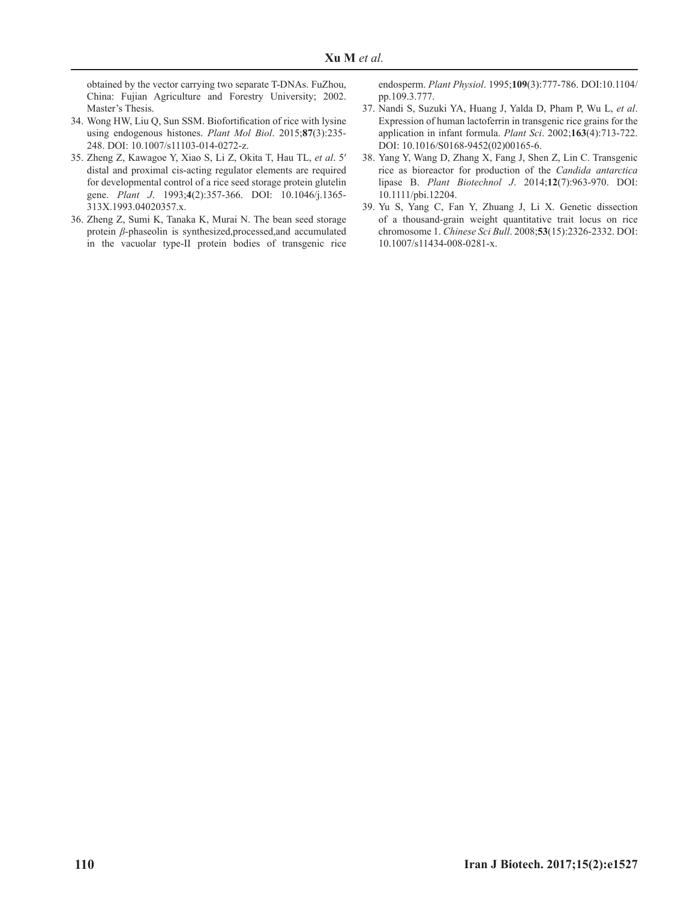obtained by the vector carrying two separate T-DNAs. FuZhou, China: Fujian Agriculture and Forestry University; 2002. Master's Thesis.

34. Wong HW, Liu Q, Sun SSM. Biofortification of rice with lysine using endogenous histones. *Plant Mol Biol*. 2015;**87**(3):235-248. DOI: 10.1007/s11103-014-0272-z.
35. Zheng Z, Kawagoe Y, Xiao S, Li Z, Okita T, Hau TL, *et al*. 5′ distal and proximal cis-acting regulator elements are required for developmental control of a rice seed storage protein glutelin gene. *Plant J*. 1993;**4**(2):357-366. DOI: 10.1046/j.1365-313X.1993.04020357.x.
36. Zheng Z, Sumi K, Tanaka K, Murai N. The bean seed storage protein *β*-phaseolin is synthesized,processed,and accumulated in the vacuolar type-II protein bodies of transgenic rice endosperm. *Plant Physiol*. 1995;**109**(3):777-786. DOI:10.1104/pp.109.3.777.
37. Nandi S, Suzuki YA, Huang J, Yalda D, Pham P, Wu L, *et al*. Expression of human lactoferrin in transgenic rice grains for the application in infant formula. *Plant Sci*. 2002;**163**(4):713-722. DOI: 10.1016/S0168-9452(02)00165-6.
38. Yang Y, Wang D, Zhang X, Fang J, Shen Z, Lin C. Transgenic rice as bioreactor for production of the *Candida antarctica* lipase B. *Plant Biotechnol J*. 2014;**12**(7):963-970. DOI: 10.1111/pbi.12204.
39. Yu S, Yang C, Fan Y, Zhuang J, Li X. Genetic dissection of a thousand-grain weight quantitative trait locus on rice chromosome 1. *Chinese Sci Bull*. 2008;**53**(15):2326-2332. DOI: 10.1007/s11434-008-0281-x.